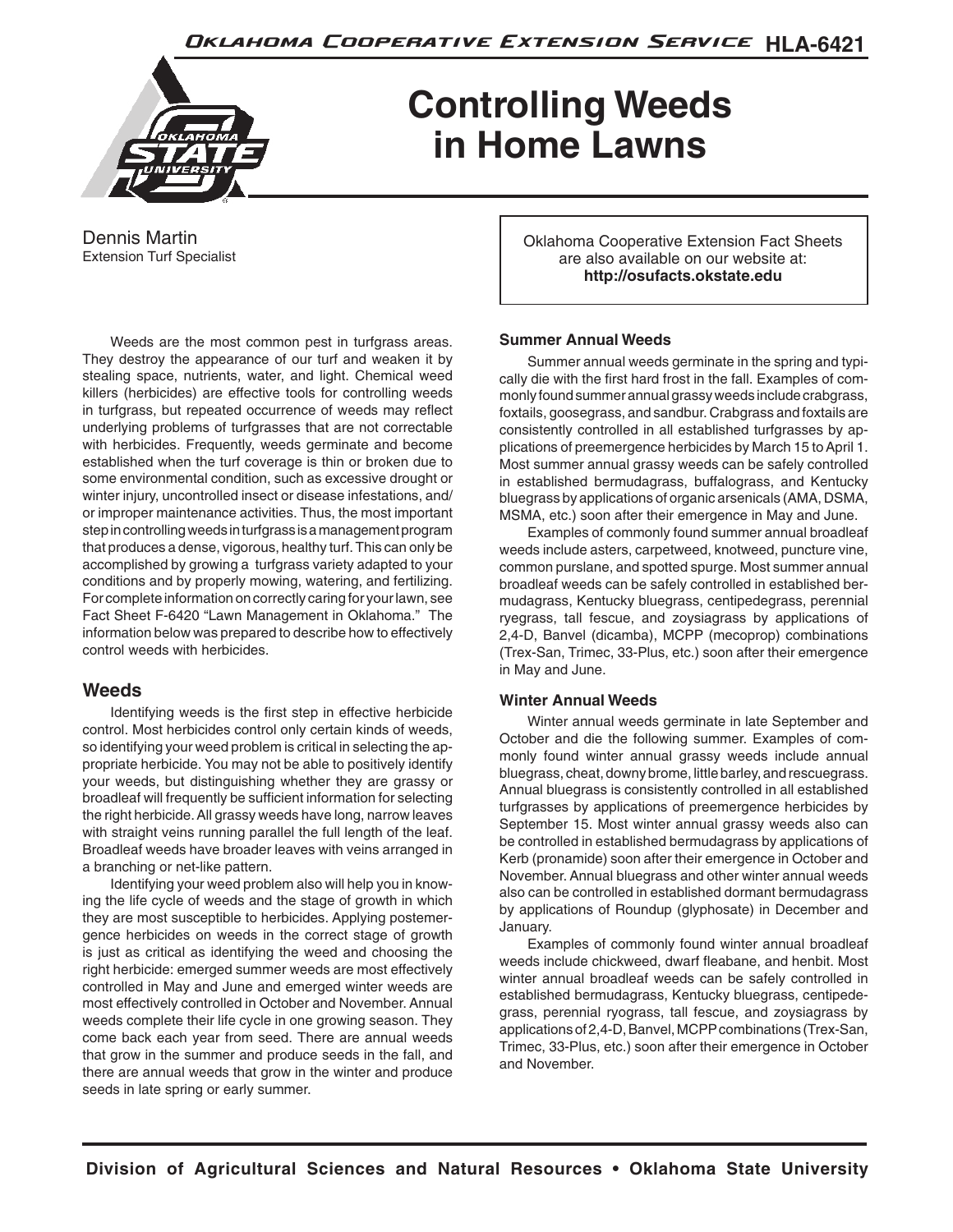# Controlling Weeds in Home Lawns

Dennis Martin
Extension Turf Specialist

Oklahoma Cooperative Extension Fact Sheets are also available on our website at: **http://osufacts.okstate.edu**

Weeds are the most common pest in turfgrass areas. They destroy the appearance of our turf and weaken it by stealing space, nutrients, water, and light. Chemical weed killers (herbicides) are effective tools for controlling weeds in turfgrass, but repeated occurrence of weeds may reflect underlying problems of turfgrasses that are not correctable with herbicides. Frequently, weeds germinate and become established when the turf coverage is thin or broken due to some environmental condition, such as excessive drought or winter injury, uncontrolled insect or disease infestations, and/or improper maintenance activities. Thus, the most important step in controlling weeds in turfgrass is a management program that produces a dense, vigorous, healthy turf. This can only be accomplished by growing a turfgrass variety adapted to your conditions and by properly mowing, watering, and fertilizing. For complete information on correctly caring for your lawn, see Fact Sheet F-6420 "Lawn Management in Oklahoma." The information below was prepared to describe how to effectively control weeds with herbicides.

## Weeds

Identifying weeds is the first step in effective herbicide control. Most herbicides control only certain kinds of weeds, so identifying your weed problem is critical in selecting the appropriate herbicide. You may not be able to positively identify your weeds, but distinguishing whether they are grassy or broadleaf will frequently be sufficient information for selecting the right herbicide. All grassy weeds have long, narrow leaves with straight veins running parallel the full length of the leaf. Broadleaf weeds have broader leaves with veins arranged in a branching or net-like pattern.

Identifying your weed problem also will help you in knowing the life cycle of weeds and the stage of growth in which they are most susceptible to herbicides. Applying postemergence herbicides on weeds in the correct stage of growth is just as critical as identifying the weed and choosing the right herbicide: emerged summer weeds are most effectively controlled in May and June and emerged winter weeds are most effectively controlled in October and November. Annual weeds complete their life cycle in one growing season. They come back each year from seed. There are annual weeds that grow in the summer and produce seeds in the fall, and there are annual weeds that grow in the winter and produce seeds in late spring or early summer.

### Summer Annual Weeds

Summer annual weeds germinate in the spring and typically die with the first hard frost in the fall. Examples of commonly found summer annual grassy weeds include crabgrass, foxtails, goosegrass, and sandbur. Crabgrass and foxtails are consistently controlled in all established turfgrasses by applications of preemergence herbicides by March 15 to April 1. Most summer annual grassy weeds can be safely controlled in established bermudagrass, buffalograss, and Kentucky bluegrass by applications of organic arsenicals (AMA, DSMA, MSMA, etc.) soon after their emergence in May and June.

Examples of commonly found summer annual broadleaf weeds include asters, carpetweed, knotweed, puncture vine, common purslane, and spotted spurge. Most summer annual broadleaf weeds can be safely controlled in established bermudagrass, Kentucky bluegrass, centipedegrass, perennial ryegrass, tall fescue, and zoysiagrass by applications of 2,4-D, Banvel (dicamba), MCPP (mecoprop) combinations (Trex-San, Trimec, 33-Plus, etc.) soon after their emergence in May and June.

### Winter Annual Weeds

Winter annual weeds germinate in late September and October and die the following summer. Examples of commonly found winter annual grassy weeds include annual bluegrass, cheat, downy brome, little barley, and rescuegrass. Annual bluegrass is consistently controlled in all established turfgrasses by applications of preemergence herbicides by September 15. Most winter annual grassy weeds also can be controlled in established bermudagrass by applications of Kerb (pronamide) soon after their emergence in October and November. Annual bluegrass and other winter annual weeds also can be controlled in established dormant bermudagrass by applications of Roundup (glyphosate) in December and January.

Examples of commonly found winter annual broadleaf weeds include chickweed, dwarf fleabane, and henbit. Most winter annual broadleaf weeds can be safely controlled in established bermudagrass, Kentucky bluegrass, centipedegrass, perennial ryograss, tall fescue, and zoysiagrass by applications of 2,4-D, Banvel, MCPP combinations (Trex-San, Trimec, 33-Plus, etc.) soon after their emergence in October and November.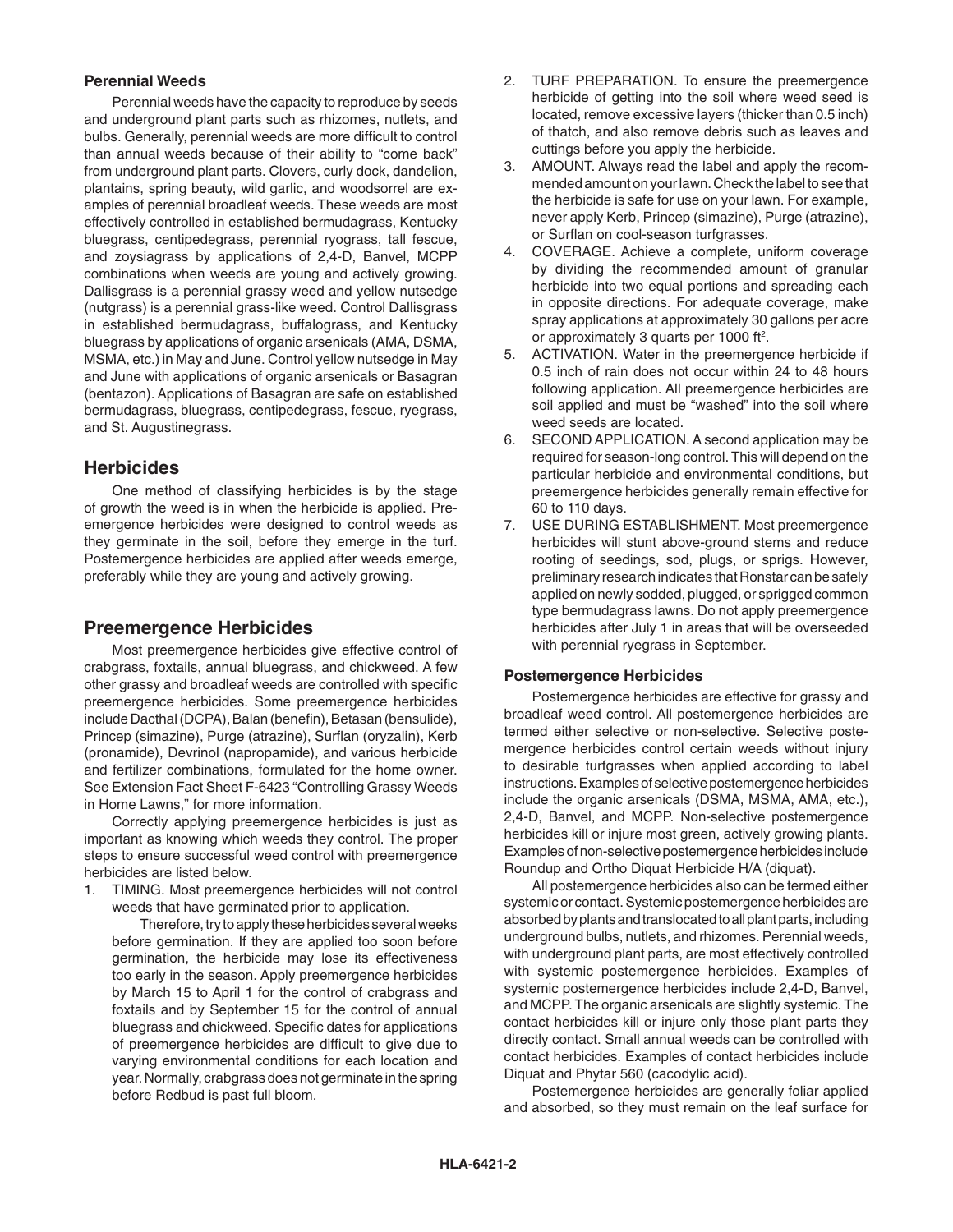### Perennial Weeds

Perennial weeds have the capacity to reproduce by seeds and underground plant parts such as rhizomes, nutlets, and bulbs. Generally, perennial weeds are more difficult to control than annual weeds because of their ability to "come back" from underground plant parts. Clovers, curly dock, dandelion, plantains, spring beauty, wild garlic, and woodsorrel are examples of perennial broadleaf weeds. These weeds are most effectively controlled in established bermudagrass, Kentucky bluegrass, centipedegrass, perennial ryograss, tall fescue, and zoysiagrass by applications of 2,4-D, Banvel, MCPP combinations when weeds are young and actively growing. Dallisgrass is a perennial grassy weed and yellow nutsedge (nutgrass) is a perennial grass-like weed. Control Dallisgrass in established bermudagrass, buffalograss, and Kentucky bluegrass by applications of organic arsenicals (AMA, DSMA, MSMA, etc.) in May and June. Control yellow nutsedge in May and June with applications of organic arsenicals or Basagran (bentazon). Applications of Basagran are safe on established bermudagrass, bluegrass, centipedegrass, fescue, ryegrass, and St. Augustinegrass.

## Herbicides

One method of classifying herbicides is by the stage of growth the weed is in when the herbicide is applied. Preemergence herbicides were designed to control weeds as they germinate in the soil, before they emerge in the turf. Postemergence herbicides are applied after weeds emerge, preferably while they are young and actively growing.

## Preemergence Herbicides

Most preemergence herbicides give effective control of crabgrass, foxtails, annual bluegrass, and chickweed. A few other grassy and broadleaf weeds are controlled with specific preemergence herbicides. Some preemergence herbicides include Dacthal (DCPA), Balan (benefin), Betasan (bensulide), Princep (simazine), Purge (atrazine), Surflan (oryzalin), Kerb (pronamide), Devrinol (napropamide), and various herbicide and fertilizer combinations, formulated for the home owner. See Extension Fact Sheet F-6423 "Controlling Grassy Weeds in Home Lawns," for more information.

Correctly applying preemergence herbicides is just as important as knowing which weeds they control. The proper steps to ensure successful weed control with preemergence herbicides are listed below.

1. TIMING. Most preemergence herbicides will not control weeds that have germinated prior to application.

   Therefore, try to apply these herbicides several weeks before germination. If they are applied too soon before germination, the herbicide may lose its effectiveness too early in the season. Apply preemergence herbicides by March 15 to April 1 for the control of crabgrass and foxtails and by September 15 for the control of annual bluegrass and chickweed. Specific dates for applications of preemergence herbicides are difficult to give due to varying environmental conditions for each location and year. Normally, crabgrass does not germinate in the spring before Redbud is past full bloom.
2. TURF PREPARATION. To ensure the preemergence herbicide of getting into the soil where weed seed is located, remove excessive layers (thicker than 0.5 inch) of thatch, and also remove debris such as leaves and cuttings before you apply the herbicide.
3. AMOUNT. Always read the label and apply the recommended amount on your lawn. Check the label to see that the herbicide is safe for use on your lawn. For example, never apply Kerb, Princep (simazine), Purge (atrazine), or Surflan on cool-season turfgrasses.
4. COVERAGE. Achieve a complete, uniform coverage by dividing the recommended amount of granular herbicide into two equal portions and spreading each in opposite directions. For adequate coverage, make spray applications at approximately 30 gallons per acre or approximately 3 quarts per 1000 ft$^2$.
5. ACTIVATION. Water in the preemergence herbicide if 0.5 inch of rain does not occur within 24 to 48 hours following application. All preemergence herbicides are soil applied and must be "washed" into the soil where weed seeds are located.
6. SECOND APPLICATION. A second application may be required for season-long control. This will depend on the particular herbicide and environmental conditions, but preemergence herbicides generally remain effective for 60 to 110 days.
7. USE DURING ESTABLISHMENT. Most preemergence herbicides will stunt above-ground stems and reduce rooting of seedings, sod, plugs, or sprigs. However, preliminary research indicates that Ronstar can be safely applied on newly sodded, plugged, or sprigged common type bermudagrass lawns. Do not apply preemergence herbicides after July 1 in areas that will be overseeded with perennial ryegrass in September.

### Postemergence Herbicides

Postemergence herbicides are effective for grassy and broadleaf weed control. All postemergence herbicides are termed either selective or non-selective. Selective postemergence herbicides control certain weeds without injury to desirable turfgrasses when applied according to label instructions. Examples of selective postemergence herbicides include the organic arsenicals (DSMA, MSMA, AMA, etc.), 2,4-D, Banvel, and MCPP. Non-selective postemergence herbicides kill or injure most green, actively growing plants. Examples of non-selective postemergence herbicides include Roundup and Ortho Diquat Herbicide H/A (diquat).

All postemergence herbicides also can be termed either systemic or contact. Systemic postemergence herbicides are absorbed by plants and translocated to all plant parts, including underground bulbs, nutlets, and rhizomes. Perennial weeds, with underground plant parts, are most effectively controlled with systemic postemergence herbicides. Examples of systemic postemergence herbicides include 2,4-D, Banvel, and MCPP. The organic arsenicals are slightly systemic. The contact herbicides kill or injure only those plant parts they directly contact. Small annual weeds can be controlled with contact herbicides. Examples of contact herbicides include Diquat and Phytar 560 (cacodylic acid).

Postemergence herbicides are generally foliar applied and absorbed, so they must remain on the leaf surface for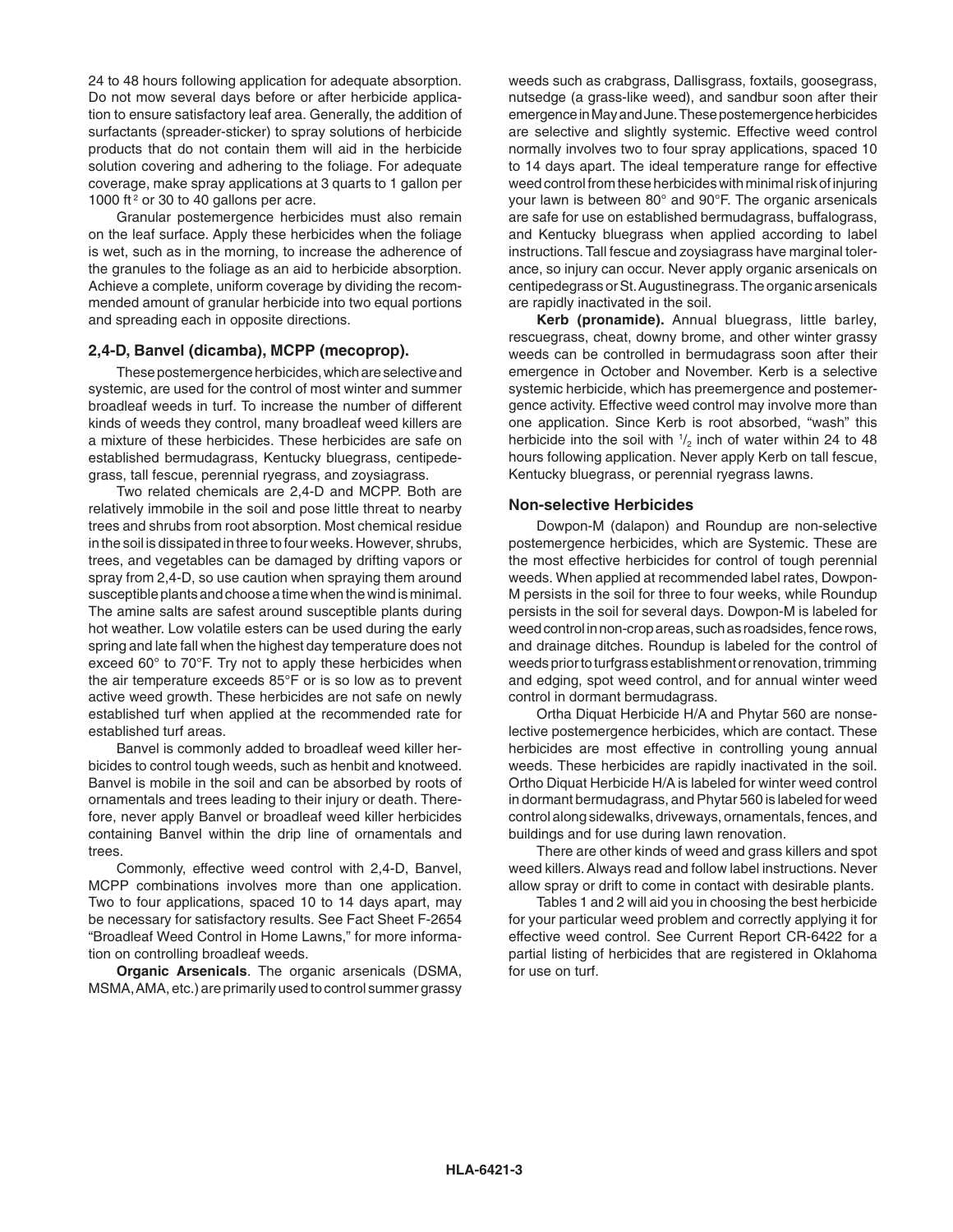24 to 48 hours following application for adequate absorption. Do not mow several days before or after herbicide application to ensure satisfactory leaf area. Generally, the addition of surfactants (spreader-sticker) to spray solutions of herbicide products that do not contain them will aid in the herbicide solution covering and adhering to the foliage. For adequate coverage, make spray applications at 3 quarts to 1 gallon per 1000 ft$^2$ or 30 to 40 gallons per acre.

Granular postemergence herbicides must also remain on the leaf surface. Apply these herbicides when the foliage is wet, such as in the morning, to increase the adherence of the granules to the foliage as an aid to herbicide absorption. Achieve a complete, uniform coverage by dividing the recommended amount of granular herbicide into two equal portions and spreading each in opposite directions.

### 2,4-D, Banvel (dicamba), MCPP (mecoprop).

These postemergence herbicides, which are selective and systemic, are used for the control of most winter and summer broadleaf weeds in turf. To increase the number of different kinds of weeds they control, many broadleaf weed killers are a mixture of these herbicides. These herbicides are safe on established bermudagrass, Kentucky bluegrass, centipedegrass, tall fescue, perennial ryegrass, and zoysiagrass.

Two related chemicals are 2,4-D and MCPP. Both are relatively immobile in the soil and pose little threat to nearby trees and shrubs from root absorption. Most chemical residue in the soil is dissipated in three to four weeks. However, shrubs, trees, and vegetables can be damaged by drifting vapors or spray from 2,4-D, so use caution when spraying them around susceptible plants and choose a time when the wind is minimal. The amine salts are safest around susceptible plants during hot weather. Low volatile esters can be used during the early spring and late fall when the highest day temperature does not exceed 60° to 70°F. Try not to apply these herbicides when the air temperature exceeds 85°F or is so low as to prevent active weed growth. These herbicides are not safe on newly established turf when applied at the recommended rate for established turf areas.

Banvel is commonly added to broadleaf weed killer herbicides to control tough weeds, such as henbit and knotweed. Banvel is mobile in the soil and can be absorbed by roots of ornamentals and trees leading to their injury or death. Therefore, never apply Banvel or broadleaf weed killer herbicides containing Banvel within the drip line of ornamentals and trees.

Commonly, effective weed control with 2,4-D, Banvel, MCPP combinations involves more than one application. Two to four applications, spaced 10 to 14 days apart, may be necessary for satisfactory results. See Fact Sheet F-2654 "Broadleaf Weed Control in Home Lawns," for more information on controlling broadleaf weeds.

**Organic Arsenicals**. The organic arsenicals (DSMA, MSMA, AMA, etc.) are primarily used to control summer grassy weeds such as crabgrass, Dallisgrass, foxtails, goosegrass, nutsedge (a grass-like weed), and sandbur soon after their emergence in May and June. These postemergence herbicides are selective and slightly systemic. Effective weed control normally involves two to four spray applications, spaced 10 to 14 days apart. The ideal temperature range for effective weed control from these herbicides with minimal risk of injuring your lawn is between 80° and 90°F. The organic arsenicals are safe for use on established bermudagrass, buffalograss, and Kentucky bluegrass when applied according to label instructions. Tall fescue and zoysiagrass have marginal tolerance, so injury can occur. Never apply organic arsenicals on centipedegrass or St. Augustinegrass. The organic arsenicals are rapidly inactivated in the soil.

**Kerb (pronamide).** Annual bluegrass, little barley, rescuegrass, cheat, downy brome, and other winter grassy weeds can be controlled in bermudagrass soon after their emergence in October and November. Kerb is a selective systemic herbicide, which has preemergence and postemergence activity. Effective weed control may involve more than one application. Since Kerb is root absorbed, "wash" this herbicide into the soil with $^1/_2$ inch of water within 24 to 48 hours following application. Never apply Kerb on tall fescue, Kentucky bluegrass, or perennial ryegrass lawns.

### Non-selective Herbicides

Dowpon-M (dalapon) and Roundup are non-selective postemergence herbicides, which are Systemic. These are the most effective herbicides for control of tough perennial weeds. When applied at recommended label rates, Dowpon-M persists in the soil for three to four weeks, while Roundup persists in the soil for several days. Dowpon-M is labeled for weed control in non-crop areas, such as roadsides, fence rows, and drainage ditches. Roundup is labeled for the control of weeds prior to turfgrass establishment or renovation, trimming and edging, spot weed control, and for annual winter weed control in dormant bermudagrass.

Ortha Diquat Herbicide H/A and Phytar 560 are nonselective postemergence herbicides, which are contact. These herbicides are most effective in controlling young annual weeds. These herbicides are rapidly inactivated in the soil. Ortho Diquat Herbicide H/A is labeled for winter weed control in dormant bermudagrass, and Phytar 560 is labeled for weed control along sidewalks, driveways, ornamentals, fences, and buildings and for use during lawn renovation.

There are other kinds of weed and grass killers and spot weed killers. Always read and follow label instructions. Never allow spray or drift to come in contact with desirable plants.

Tables 1 and 2 will aid you in choosing the best herbicide for your particular weed problem and correctly applying it for effective weed control. See Current Report CR-6422 for a partial listing of herbicides that are registered in Oklahoma for use on turf.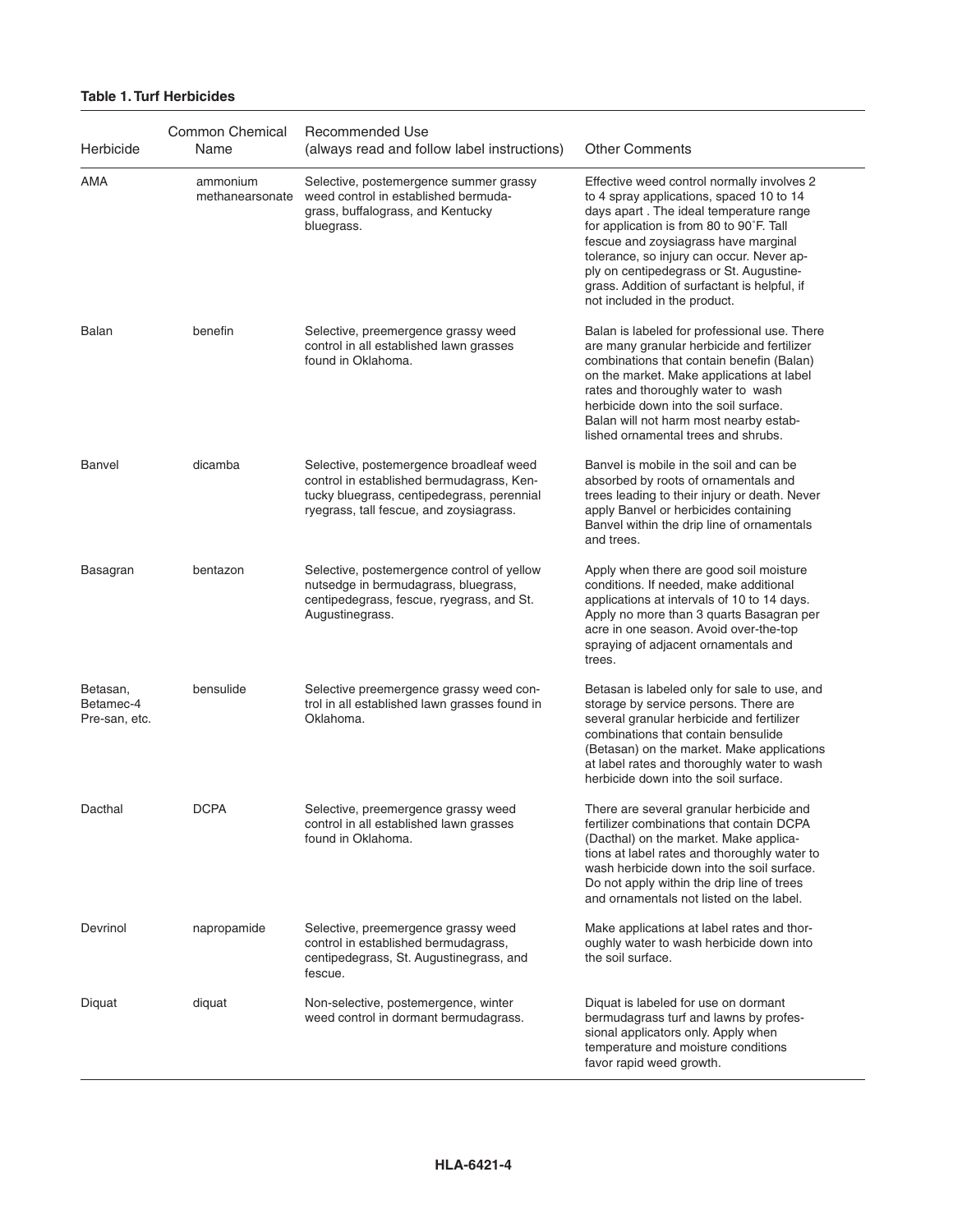**Table 1. Turf Herbicides**

| Herbicide | Common Chemical Name | Recommended Use (always read and follow label instructions) | Other Comments |
|---|---|---|---|
| AMA | ammonium methanearsonate | Selective, postemergence summer grassy weed control in established bermudagrass, buffalograss, and Kentucky bluegrass. | Effective weed control normally involves 2 to 4 spray applications, spaced 10 to 14 days apart . The ideal temperature range for application is from 80 to 90˚F. Tall fescue and zoysiagrass have marginal tolerance, so injury can occur. Never apply on centipedegrass or St. Augustinegrass. Addition of surfactant is helpful, if not included in the product. |
| Balan | benefin | Selective, preemergence grassy weed control in all established lawn grasses found in Oklahoma. | Balan is labeled for professional use. There are many granular herbicide and fertilizer combinations that contain benefin (Balan) on the market. Make applications at label rates and thoroughly water to wash herbicide down into the soil surface. Balan will not harm most nearby established ornamental trees and shrubs. |
| Banvel | dicamba | Selective, postemergence broadleaf weed control in established bermudagrass, Kentucky bluegrass, centipedegrass, perennial ryegrass, tall fescue, and zoysiagrass. | Banvel is mobile in the soil and can be absorbed by roots of ornamentals and trees leading to their injury or death. Never apply Banvel or herbicides containing Banvel within the drip line of ornamentals and trees. |
| Basagran | bentazon | Selective, postemergence control of yellow nutsedge in bermudagrass, bluegrass, centipedegrass, fescue, ryegrass, and St. Augustinegrass. | Apply when there are good soil moisture conditions. If needed, make additional applications at intervals of 10 to 14 days. Apply no more than 3 quarts Basagran per acre in one season. Avoid over-the-top spraying of adjacent ornamentals and trees. |
| Betasan, Betamec-4 Pre-san, etc. | bensulide | Selective preemergence grassy weed control in all established lawn grasses found in Oklahoma. | Betasan is labeled only for sale to use, and storage by service persons. There are several granular herbicide and fertilizer combinations that contain bensulide (Betasan) on the market. Make applications at label rates and thoroughly water to wash herbicide down into the soil surface. |
| Dacthal | DCPA | Selective, preemergence grassy weed control in all established lawn grasses found in Oklahoma. | There are several granular herbicide and fertilizer combinations that contain DCPA (Dacthal) on the market. Make applications at label rates and thoroughly water to wash herbicide down into the soil surface. Do not apply within the drip line of trees and ornamentals not listed on the label. |
| Devrinol | napropamide | Selective, preemergence grassy weed control in established bermudagrass, centipedegrass, St. Augustinegrass, and fescue. | Make applications at label rates and thoroughly water to wash herbicide down into the soil surface. |
| Diquat | diquat | Non-selective, postemergence, winter weed control in dormant bermudagrass. | Diquat is labeled for use on dormant bermudagrass turf and lawns by professional applicators only. Apply when temperature and moisture conditions favor rapid weed growth. |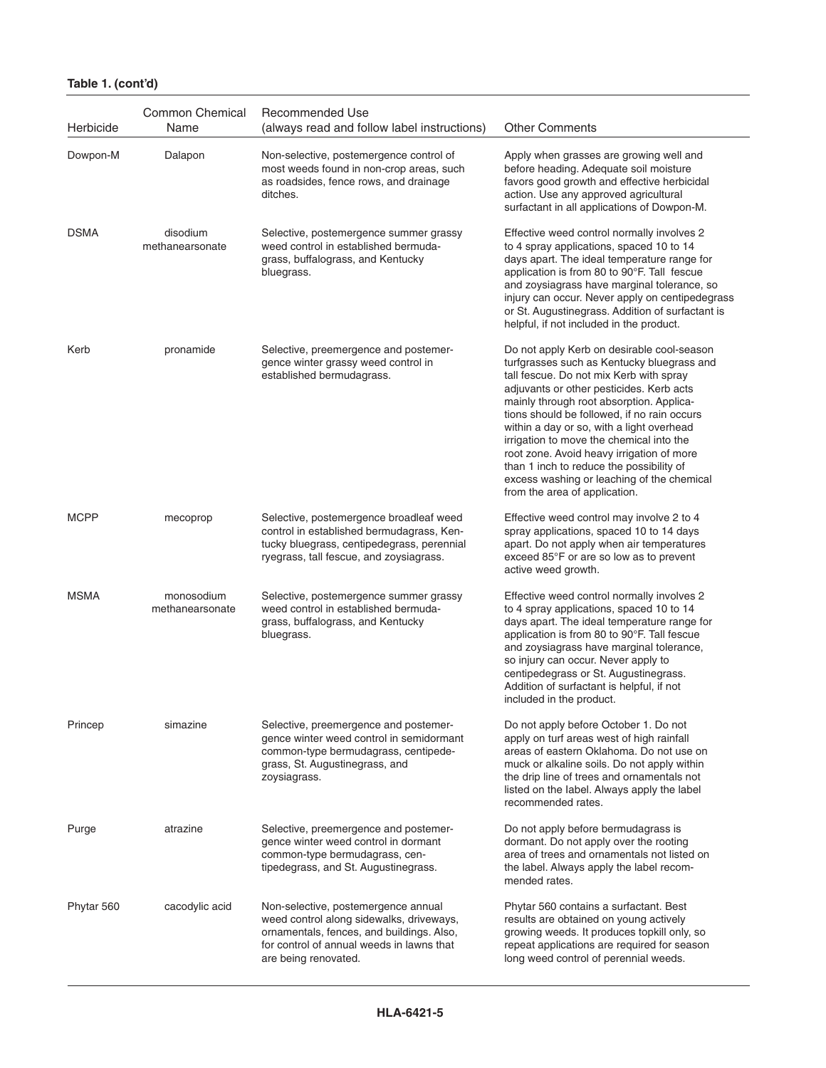**Table 1. (cont'd)**

| Herbicide | Common Chemical Name | Recommended Use (always read and follow label instructions) | Other Comments |
|---|---|---|---|
| Dowpon-M | Dalapon | Non-selective, postemergence control of most weeds found in non-crop areas, such as roadsides, fence rows, and drainage ditches. | Apply when grasses are growing well and before heading. Adequate soil moisture favors good growth and effective herbicidal action. Use any approved agricultural surfactant in all applications of Dowpon-M. |
| DSMA | disodium methanearsonate | Selective, postemergence summer grassy weed control in established bermudagrass, buffalograss, and Kentucky bluegrass. | Effective weed control normally involves 2 to 4 spray applications, spaced 10 to 14 days apart. The ideal temperature range for application is from 80 to 90°F. Tall fescue and zoysiagrass have marginal tolerance, so injury can occur. Never apply on centipedegrass or St. Augustinegrass. Addition of surfactant is helpful, if not included in the product. |
| Kerb | pronamide | Selective, preemergence and postemergence winter grassy weed control in established bermudagrass. | Do not apply Kerb on desirable cool-season turfgrasses such as Kentucky bluegrass and tall fescue. Do not mix Kerb with spray adjuvants or other pesticides. Kerb acts mainly through root absorption. Applications should be followed, if no rain occurs within a day or so, with a light overhead irrigation to move the chemical into the root zone. Avoid heavy irrigation of more than 1 inch to reduce the possibility of excess washing or leaching of the chemical from the area of application. |
| MCPP | mecoprop | Selective, postemergence broadleaf weed control in established bermudagrass, Kentucky bluegrass, centipedegrass, perennial ryegrass, tall fescue, and zoysiagrass. | Effective weed control may involve 2 to 4 spray applications, spaced 10 to 14 days apart. Do not apply when air temperatures exceed 85°F or are so low as to prevent active weed growth. |
| MSMA | monosodium methanearsonate | Selective, postemergence summer grassy weed control in established bermudagrass, buffalograss, and Kentucky bluegrass. | Effective weed control normally involves 2 to 4 spray applications, spaced 10 to 14 days apart. The ideal temperature range for application is from 80 to 90°F. Tall fescue and zoysiagrass have marginal tolerance, so injury can occur. Never apply to centipedegrass or St. Augustinegrass. Addition of surfactant is helpful, if not included in the product. |
| Princep | simazine | Selective, preemergence and postemergence winter weed control in semidormant common-type bermudagrass, centipedegrass, St. Augustinegrass, and zoysiagrass. | Do not apply before October 1. Do not apply on turf areas west of high rainfall areas of eastern Oklahoma. Do not use on muck or alkaline soils. Do not apply within the drip line of trees and ornamentals not listed on the label. Always apply the label recommended rates. |
| Purge | atrazine | Selective, preemergence and postemergence winter weed control in dormant common-type bermudagrass, centipedegrass, and St. Augustinegrass. | Do not apply before bermudagrass is dormant. Do not apply over the rooting area of trees and ornamentals not listed on the label. Always apply the label recommended rates. |
| Phytar 560 | cacodylic acid | Non-selective, postemergence annual weed control along sidewalks, driveways, ornamentals, fences, and buildings. Also, for control of annual weeds in lawns that are being renovated. | Phytar 560 contains a surfactant. Best results are obtained on young actively growing weeds. It produces topkill only, so repeat applications are required for season long weed control of perennial weeds. |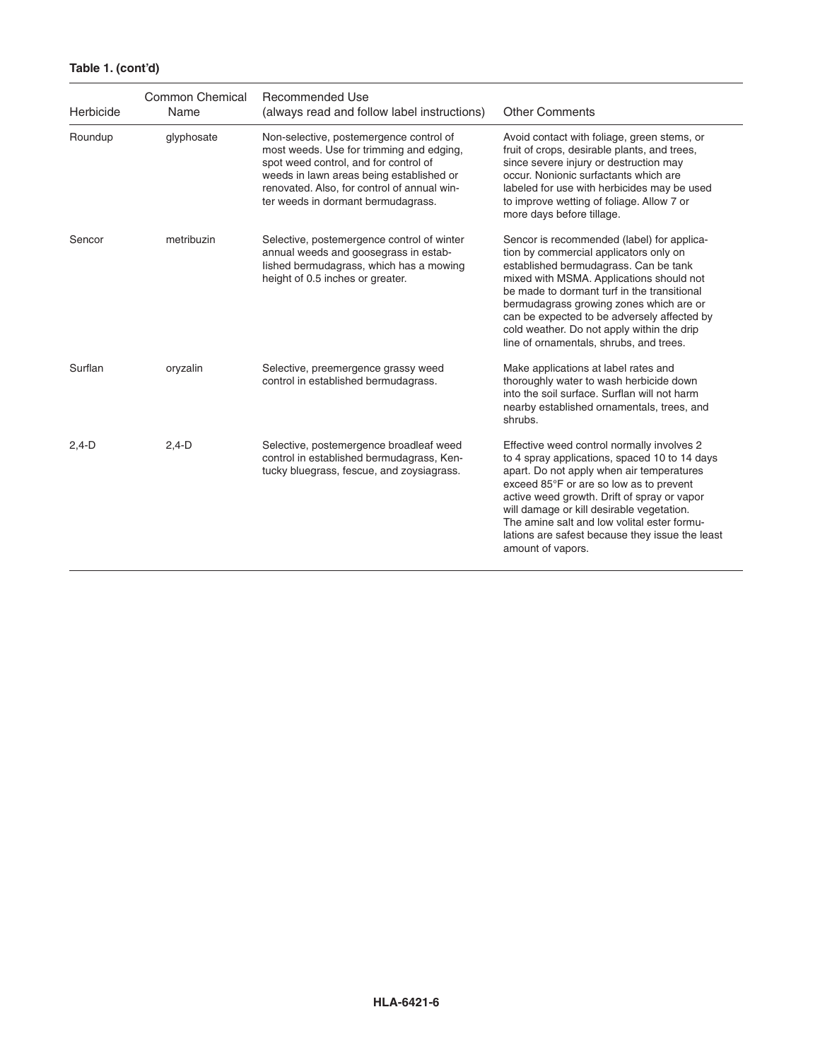**Table 1. (cont'd)**

| Herbicide | Common Chemical Name | Recommended Use (always read and follow label instructions) | Other Comments |
|---|---|---|---|
| Roundup | glyphosate | Non-selective, postemergence control of most weeds. Use for trimming and edging, spot weed control, and for control of weeds in lawn areas being established or renovated. Also, for control of annual winter weeds in dormant bermudagrass. | Avoid contact with foliage, green stems, or fruit of crops, desirable plants, and trees, since severe injury or destruction may occur. Nonionic surfactants which are labeled for use with herbicides may be used to improve wetting of foliage. Allow 7 or more days before tillage. |
| Sencor | metribuzin | Selective, postemergence control of winter annual weeds and goosegrass in established bermudagrass, which has a mowing height of 0.5 inches or greater. | Sencor is recommended (label) for application by commercial applicators only on established bermudagrass. Can be tank mixed with MSMA. Applications should not be made to dormant turf in the transitional bermudagrass growing zones which are or can be expected to be adversely affected by cold weather. Do not apply within the drip line of ornamentals, shrubs, and trees. |
| Surflan | oryzalin | Selective, preemergence grassy weed control in established bermudagrass. | Make applications at label rates and thoroughly water to wash herbicide down into the soil surface. Surflan will not harm nearby established ornamentals, trees, and shrubs. |
| 2,4-D | 2,4-D | Selective, postemergence broadleaf weed control in established bermudagrass, Kentucky bluegrass, fescue, and zoysiagrass. | Effective weed control normally involves 2 to 4 spray applications, spaced 10 to 14 days apart. Do not apply when air temperatures exceed 85°F or are so low as to prevent active weed growth. Drift of spray or vapor will damage or kill desirable vegetation. The amine salt and low volital ester formulations are safest because they issue the least amount of vapors. |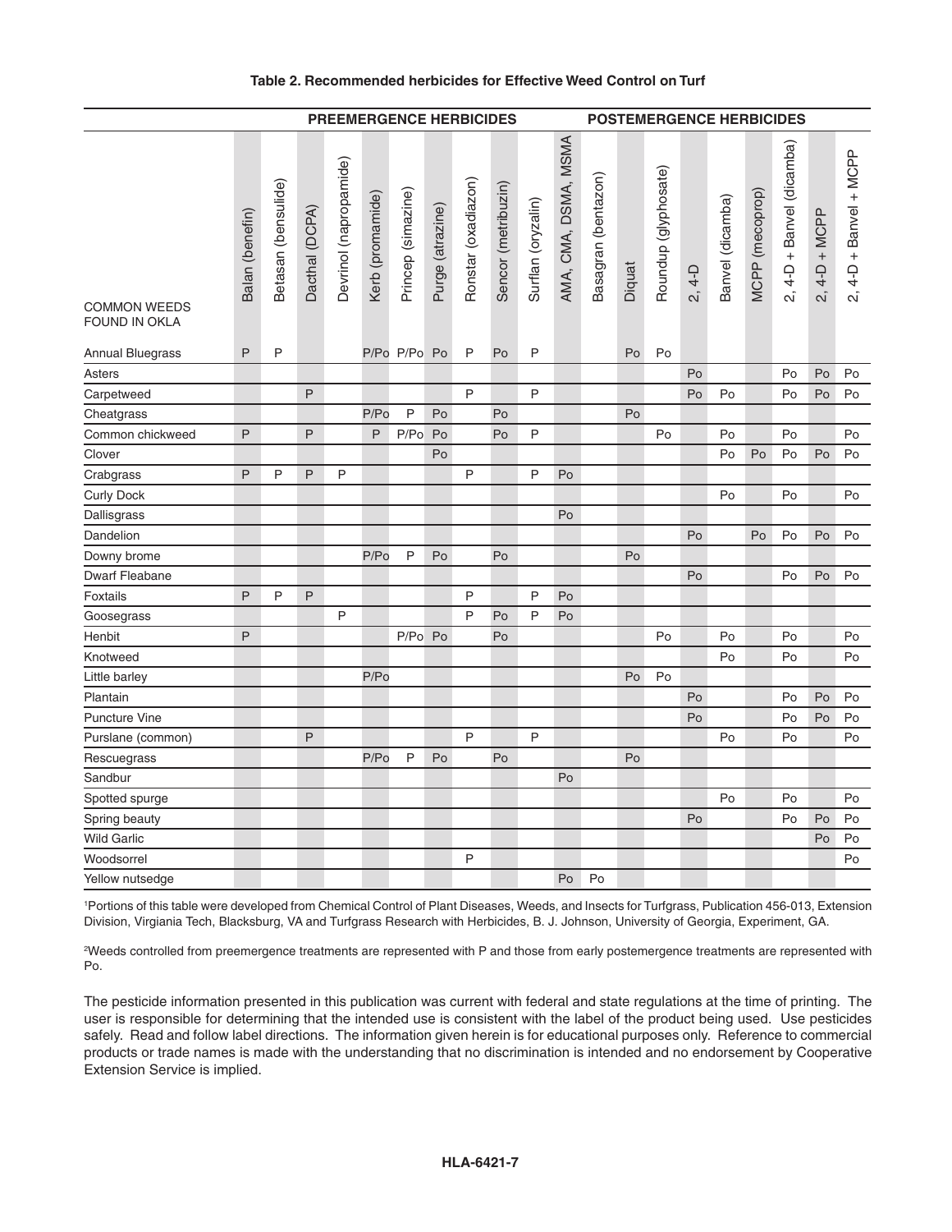**Table 2. Recommended herbicides for Effective Weed Control on Turf**

| COMMON WEEDS FOUND IN OKLA | PREEMERGENCE HERBICIDES | | | | | | | | | | POSTEMERGENCE HERBICIDES | | | | | | | | | |
|---|---|---|---|---|---|---|---|---|---|---|---|---|---|---|---|---|---|---|---|---|
| | Balan (benefin) | Betasan (bensulide) | Dacthal (DCPA) | Devrinol (napropamide) | Kerb (promamide) | Princep (simazine) | Purge (atrazine) | Ronstar (oxadiazon) | Sencor (metribuzin) | Surflan (oryzalin) | AMA, CMA, DSMA, MSMA | Basagran (bentazon) | Diquat | Roundup (glyphosate) | 2, 4-D | Banvel (dicamba) | MCPP (mecoprop) | 2, 4-D + Banvel (dicamba) | 2, 4-D + MCPP | 2, 4-D + Banvel + MCPP |
| Annual Bluegrass | P | P | | | P/Po | P/Po | Po | P | Po | P | | | Po | Po | | | | | | |
| Asters | | | | | | | | | | | | | | | Po | | | Po | Po | Po |
| Carpetweed | | | P | | | | | P | | P | | | | | Po | Po | | Po | Po | Po |
| Cheatgrass | | | | | P/Po | P | Po | | Po | | | | Po | | | | | | | |
| Common chickweed | P | | P | | P | P/Po | Po | | Po | P | | | | Po | | Po | | Po | | Po |
| Clover | | | | | | | Po | | | | | | | | | Po | Po | Po | Po | Po |
| Crabgrass | P | P | P | P | | | | P | | P | Po | | | | | | | | | |
| Curly Dock | | | | | | | | | | | | | | | | Po | | Po | | Po |
| Dallisgrass | | | | | | | | | | | Po | | | | | | | | | |
| Dandelion | | | | | | | | | | | | | | | Po | | Po | Po | Po | Po |
| Downy brome | | | | | P/Po | P | Po | | Po | | | | Po | | | | | | | |
| Dwarf Fleabane | | | | | | | | | | | | | | | Po | | | Po | Po | Po |
| Foxtails | P | P | P | | | | | P | | P | Po | | | | | | | | | |
| Goosegrass | | | | P | | | | P | Po | P | Po | | | | | | | | | |
| Henbit | P | | | | | P/Po | Po | | Po | | | | | Po | | Po | | Po | | Po |
| Knotweed | | | | | | | | | | | | | | | | Po | | Po | | Po |
| Little barley | | | | | P/Po | | | | | | | | Po | Po | | | | | | |
| Plantain | | | | | | | | | | | | | | | Po | | | Po | Po | Po |
| Puncture Vine | | | | | | | | | | | | | | | Po | | | Po | Po | Po |
| Purslane (common) | | | P | | | | | P | | P | | | | | | Po | | Po | | Po |
| Rescuegrass | | | | | P/Po | P | Po | | Po | | | | Po | | | | | | | |
| Sandbur | | | | | | | | | | | Po | | | | | | | | | |
| Spotted spurge | | | | | | | | | | | | | | | | Po | | Po | | Po |
| Spring beauty | | | | | | | | | | | | | | | Po | | | Po | Po | Po |
| Wild Garlic | | | | | | | | | | | | | | | | | | | Po | Po |
| Woodsorrel | | | | | | | | P | | | | | | | | | | | | Po |
| Yellow nutsedge | | | | | | | | | | | Po | Po | | | | | | | | |

[1]Portions of this table were developed from Chemical Control of Plant Diseases, Weeds, and Insects for Turfgrass, Publication 456-013, Extension Division, Virginia Tech, Blacksburg, VA and Turfgrass Research with Herbicides, B. J. Johnson, University of Georgia, Experiment, GA.

[2]Weeds controlled from preemergence treatments are represented with P and those from early postemergence treatments are represented with Po.

The pesticide information presented in this publication was current with federal and state regulations at the time of printing. The user is responsible for determining that the intended use is consistent with the label of the product being used. Use pesticides safely. Read and follow label directions. The information given herein is for educational purposes only. Reference to commercial products or trade names is made with the understanding that no discrimination is intended and no endorsement by Cooperative Extension Service is implied.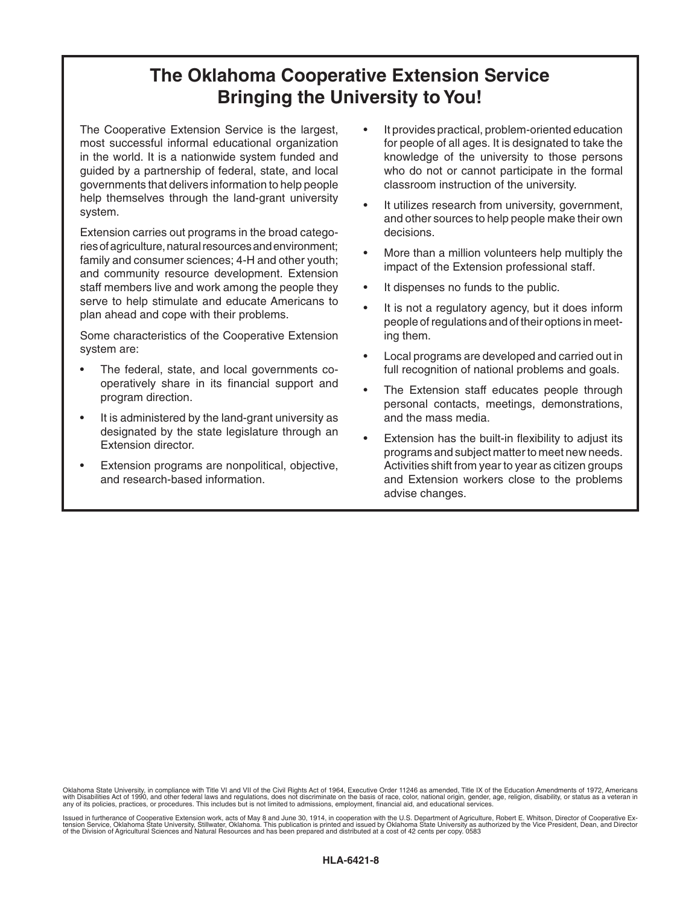## The Oklahoma Cooperative Extension Service Bringing the University to You!

The Cooperative Extension Service is the largest, most successful informal educational organization in the world. It is a nationwide system funded and guided by a partnership of federal, state, and local governments that delivers information to help people help themselves through the land-grant university system.

Extension carries out programs in the broad categories of agriculture, natural resources and environment; family and consumer sciences; 4-H and other youth; and community resource development. Extension staff members live and work among the people they serve to help stimulate and educate Americans to plan ahead and cope with their problems.

Some characteristics of the Cooperative Extension system are:

- The federal, state, and local governments cooperatively share in its financial support and program direction.
- It is administered by the land-grant university as designated by the state legislature through an Extension director.
- Extension programs are nonpolitical, objective, and research-based information.
- It provides practical, problem-oriented education for people of all ages. It is designated to take the knowledge of the university to those persons who do not or cannot participate in the formal classroom instruction of the university.
- It utilizes research from university, government, and other sources to help people make their own decisions.
- More than a million volunteers help multiply the impact of the Extension professional staff.
- It dispenses no funds to the public.
- It is not a regulatory agency, but it does inform people of regulations and of their options in meeting them.
- Local programs are developed and carried out in full recognition of national problems and goals.
- The Extension staff educates people through personal contacts, meetings, demonstrations, and the mass media.
- Extension has the built-in flexibility to adjust its programs and subject matter to meet new needs. Activities shift from year to year as citizen groups and Extension workers close to the problems advise changes.

Oklahoma State University, in compliance with Title VI and VII of the Civil Rights Act of 1964, Executive Order 11246 as amended, Title IX of the Education Amendments of 1972, Americans with Disabilities Act of 1990, and other federal laws and regulations, does not discriminate on the basis of race, color, national origin, gender, age, religion, disability, or status as a veteran in any of its policies, practices, or procedures. This includes but is not limited to admissions, employment, financial aid, and educational services.

Issued in furtherance of Cooperative Extension work, acts of May 8 and June 30, 1914, in cooperation with the U.S. Department of Agriculture, Robert E. Whitson, Director of Cooperative Extension Service, Oklahoma State University, Stillwater, Oklahoma. This publication is printed and issued by Oklahoma State University as authorized by the Vice President, Dean, and Director of the Division of Agricultural Sciences and Natural Resources and has been prepared and distributed at a cost of 42 cents per copy. 0583

HLA-6421-8